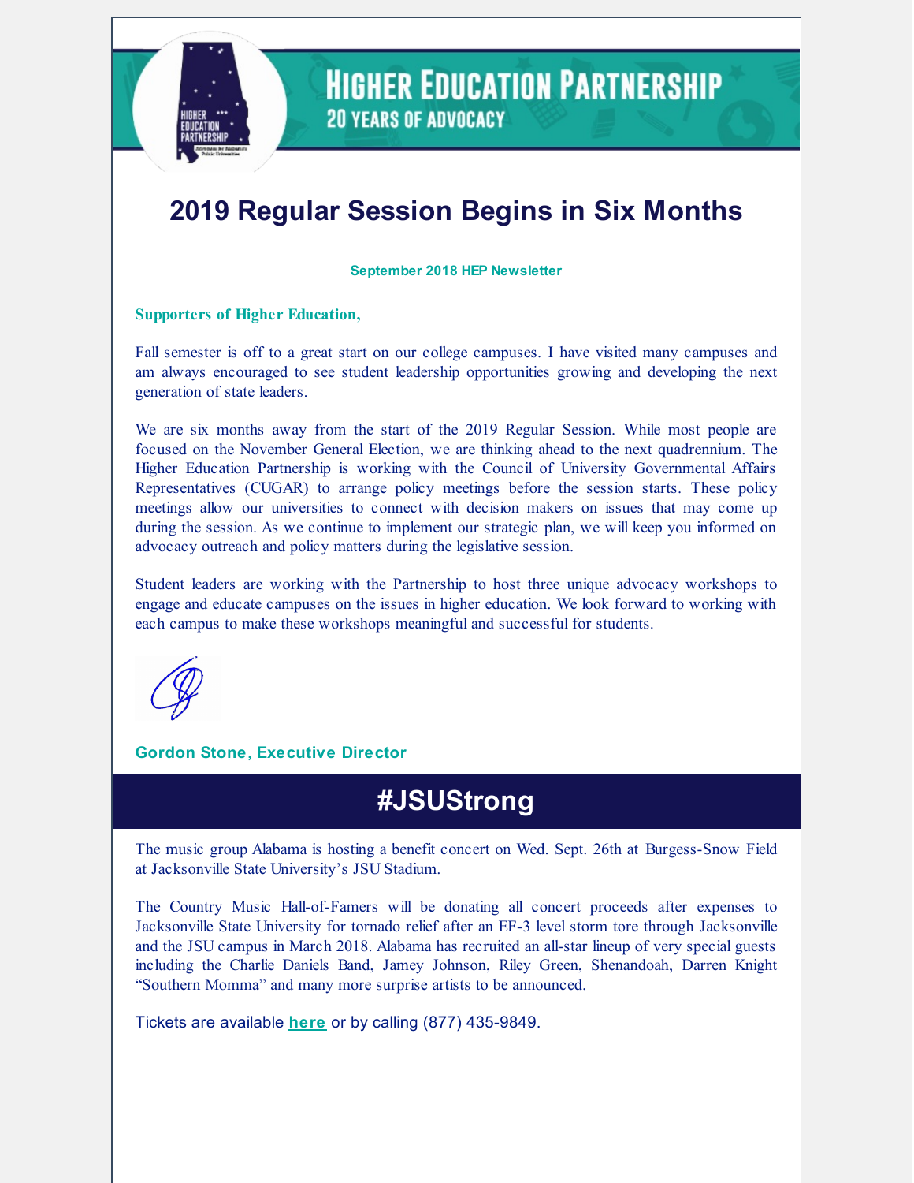# HIGHER EDUCATION PARTNERSHIP

## 20 YEARS OF ADVOCACY

# 2019 Regular Session Begins in Six Months

**September 2018 HEP Newsletter**

**Supporters of Higher Education,**

Fall semester is off to a great start on our college campuses. I have visited many campuses and am always encouraged to see student leadership opportunities growing and developing the next generation of state leaders.

We are six months away from the start of the 2019 Regular Session. While most people are focused on the November General Election, we are thinking ahead to the next quadrennium. The Higher Education Partnership is working with the Council of University Governmental Affairs Representatives (CUGAR) to arrange policy meetings before the session starts. These policy meetings allow our universities to connect with decision makers on issues that may come up during the session. As we continue to implement our strategic plan, we will keep you informed on advocacy outreach and policy matters during the legislative session.

Student leaders are working with the Partnership to host three unique advocacy workshops to engage and educate campuses on the issues in higher education. We look forward to working with each campus to make these workshops meaningful and successful for students.

**Gordon Stone, Executive Director**

# #JSUStrong

The music group Alabama is hosting a benefit concert on Wed. Sept. 26th at Burgess-Snow Field at Jacksonville State University's JSU Stadium.

The Country Music Hall-of-Famers will be donating all concert proceeds after expenses to Jacksonville State University for tornado relief after an EF-3 level storm tore through Jacksonville and the JSU campus in March 2018. Alabama has recruited an all-star lineup of very special guests including the Charlie Daniels Band, Jamey Johnson, Riley Green, Shenandoah, Darren Knight "Southern Momma" and many more surprise artists to be announced.

Tickets are available **here** or by calling (877) 435-9849.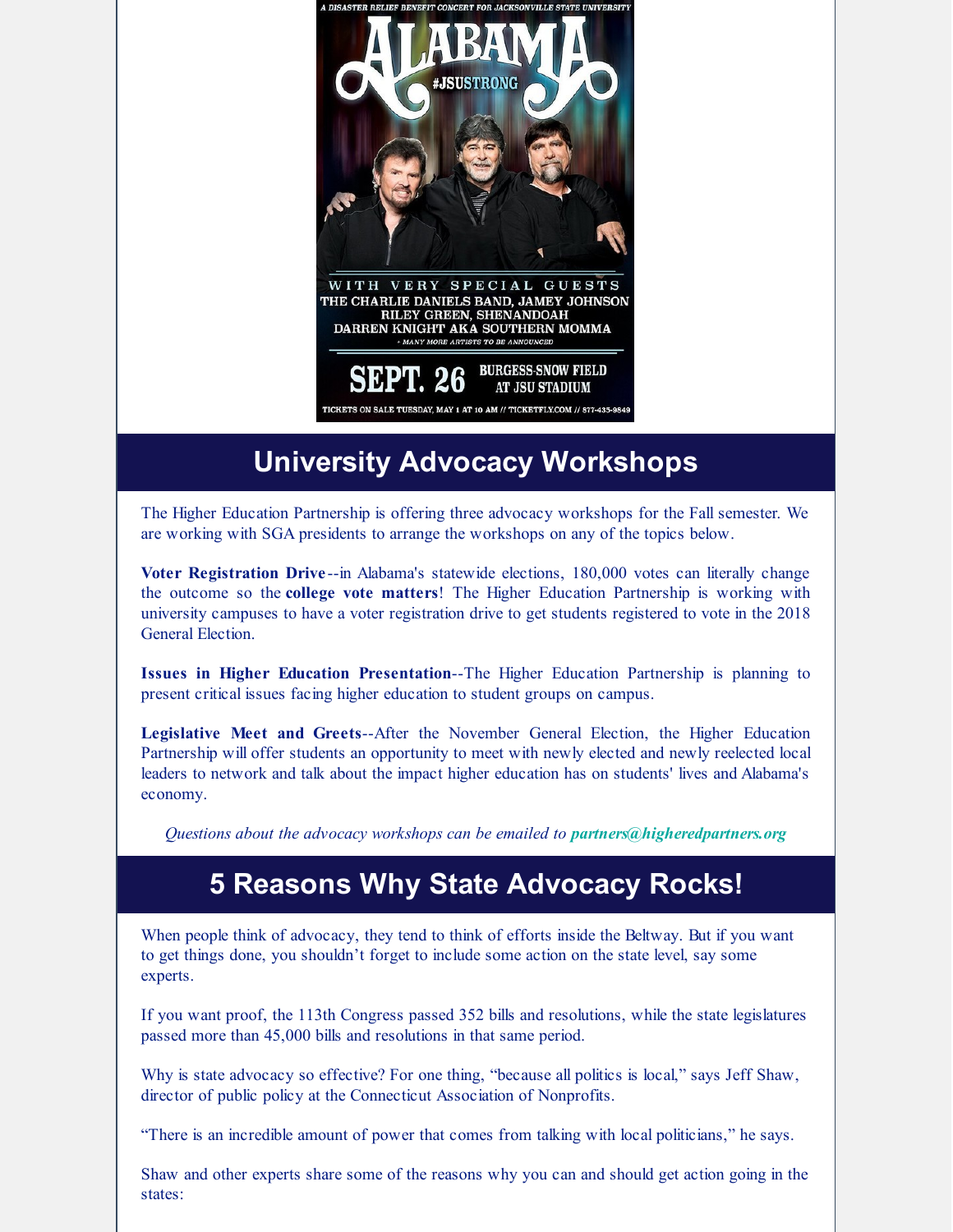A DISASTER RELIEF BENEFIT CONCERT FOR JACKSONVILLE STATE UNIVERSITY

ALABAMA

#JSUSTRONG

WITH VERY SPECIAL GUESTS
THE CHARLIE DANIELS BAND, JAMEY JOHNSON
RILEY GREEN, SHENANDOAH
DARREN KNIGHT AKA SOUTHERN MOMMA
+ MANY MORE ARTISTS TO BE ANNOUNCED

SEPT. 26 BURGESS-SNOW FIELD AT JSU STADIUM

TICKETS ON SALE TUESDAY, MAY 1 AT 10 AM // TICKETFLY.COM // 877-435-9849

## University Advocacy Workshops

The Higher Education Partnership is offering three advocacy workshops for the Fall semester. We are working with SGA presidents to arrange the workshops on any of the topics below.

**Voter Registration Drive**--in Alabama's statewide elections, 180,000 votes can literally change the outcome so the **college vote matters**! The Higher Education Partnership is working with university campuses to have a voter registration drive to get students registered to vote in the 2018 General Election.

**Issues in Higher Education Presentation**--The Higher Education Partnership is planning to present critical issues facing higher education to student groups on campus.

**Legislative Meet and Greets**--After the November General Election, the Higher Education Partnership will offer students an opportunity to meet with newly elected and newly reelected local leaders to network and talk about the impact higher education has on students' lives and Alabama's economy.

*Questions about the advocacy workshops can be emailed to* ***partners@higheredpartners.org***

## 5 Reasons Why State Advocacy Rocks!

When people think of advocacy, they tend to think of efforts inside the Beltway. But if you want to get things done, you shouldn't forget to include some action on the state level, say some experts.

If you want proof, the 113th Congress passed 352 bills and resolutions, while the state legislatures passed more than 45,000 bills and resolutions in that same period.

Why is state advocacy so effective? For one thing, "because all politics is local," says Jeff Shaw, director of public policy at the Connecticut Association of Nonprofits.

"There is an incredible amount of power that comes from talking with local politicians," he says.

Shaw and other experts share some of the reasons why you can and should get action going in the states: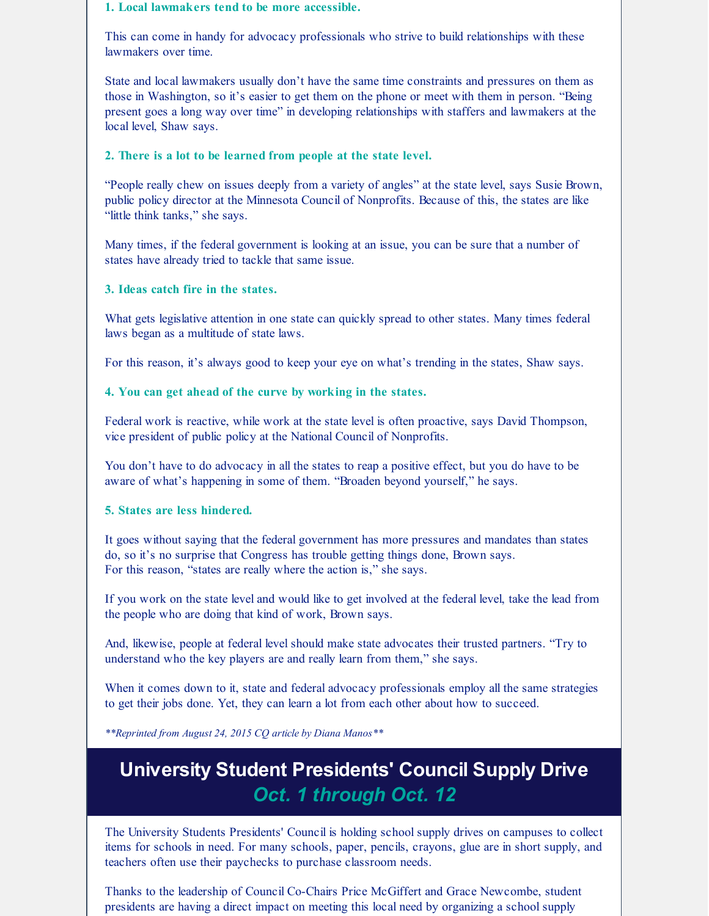**1. Local lawmakers tend to be more accessible.**

This can come in handy for advocacy professionals who strive to build relationships with these lawmakers over time.

State and local lawmakers usually don't have the same time constraints and pressures on them as those in Washington, so it's easier to get them on the phone or meet with them in person. "Being present goes a long way over time" in developing relationships with staffers and lawmakers at the local level, Shaw says.

**2. There is a lot to be learned from people at the state level.**

"People really chew on issues deeply from a variety of angles" at the state level, says Susie Brown, public policy director at the Minnesota Council of Nonprofits. Because of this, the states are like "little think tanks," she says.

Many times, if the federal government is looking at an issue, you can be sure that a number of states have already tried to tackle that same issue.

**3. Ideas catch fire in the states.**

What gets legislative attention in one state can quickly spread to other states. Many times federal laws began as a multitude of state laws.

For this reason, it's always good to keep your eye on what's trending in the states, Shaw says.

**4. You can get ahead of the curve by working in the states.**

Federal work is reactive, while work at the state level is often proactive, says David Thompson, vice president of public policy at the National Council of Nonprofits.

You don't have to do advocacy in all the states to reap a positive effect, but you do have to be aware of what's happening in some of them. "Broaden beyond yourself," he says.

**5. States are less hindered.**

It goes without saying that the federal government has more pressures and mandates than states do, so it's no surprise that Congress has trouble getting things done, Brown says.
For this reason, "states are really where the action is," she says.

If you work on the state level and would like to get involved at the federal level, take the lead from the people who are doing that kind of work, Brown says.

And, likewise, people at federal level should make state advocates their trusted partners. "Try to understand who the key players are and really learn from them," she says.

When it comes down to it, state and federal advocacy professionals employ all the same strategies to get their jobs done. Yet, they can learn a lot from each other about how to succeed.

***Reprinted from August 24, 2015 CQ article by Diana Manos***

## University Student Presidents' Council Supply Drive
### *Oct. 1 through Oct. 12*

The University Students Presidents' Council is holding school supply drives on campuses to collect items for schools in need. For many schools, paper, pencils, crayons, glue are in short supply, and teachers often use their paychecks to purchase classroom needs.

Thanks to the leadership of Council Co-Chairs Price McGiffert and Grace Newcombe, student presidents are having a direct impact on meeting this local need by organizing a school supply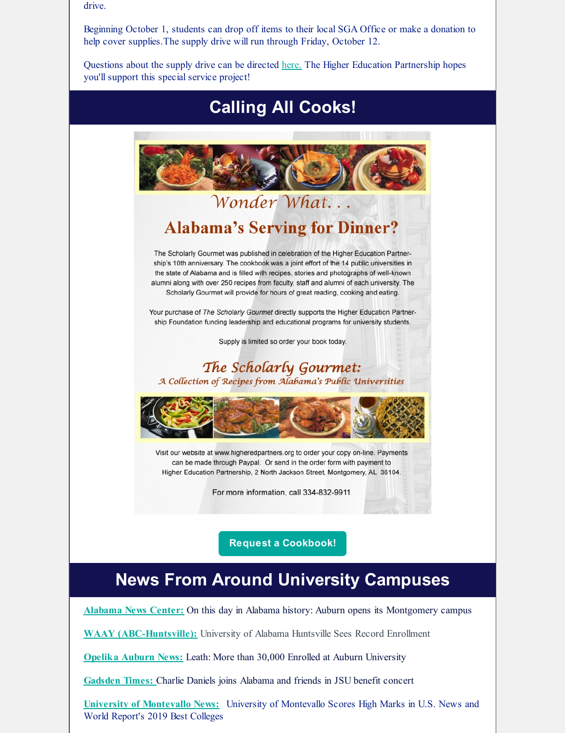drive.

Beginning October 1, students can drop off items to their local SGA Office or make a donation to help cover supplies.The supply drive will run through Friday, October 12.

Questions about the supply drive can be directed here. The Higher Education Partnership hopes you'll support this special service project!

## Calling All Cooks!

Wonder What. . .

### Alabama's Serving for Dinner?

The Scholarly Gourmet was published in celebration of the Higher Education Partnership's 10th anniversary. The cookbook was a joint effort of the 14 public universities in the state of Alabama and is filled with recipes, stories and photographs of well-known alumni along with over 250 recipes from faculty, staff and alumni of each university. The Scholarly Gourmet will provide for hours of great reading, cooking and eating.

Your purchase of *The Scholarly Gourmet* directly supports the Higher Education Partnership Foundation funding leadership and educational programs for university students.

Supply is limited so order your book today.

*The Scholarly Gourmet:*
*A Collection of Recipes from Alabama's Public Universities*

Visit our website at www.higheredpartners.org to order your copy on-line. Payments can be made through Paypal. Or send in the order form with payment to Higher Education Partnership, 2 North Jackson Street, Montgomery, AL 36104.

For more information, call 334-832-9911

**Request a Cookbook!**

## News From Around University Campuses

**Alabama News Center:** On this day in Alabama history: Auburn opens its Montgomery campus

**WAAY (ABC-Huntsville):** University of Alabama Huntsville Sees Record Enrollment

**Opelika Auburn News:** Leath: More than 30,000 Enrolled at Auburn University

**Gadsden Times:** Charlie Daniels joins Alabama and friends in JSU benefit concert

**University of Montevallo News:** University of Montevallo Scores High Marks in U.S. News and World Report's 2019 Best Colleges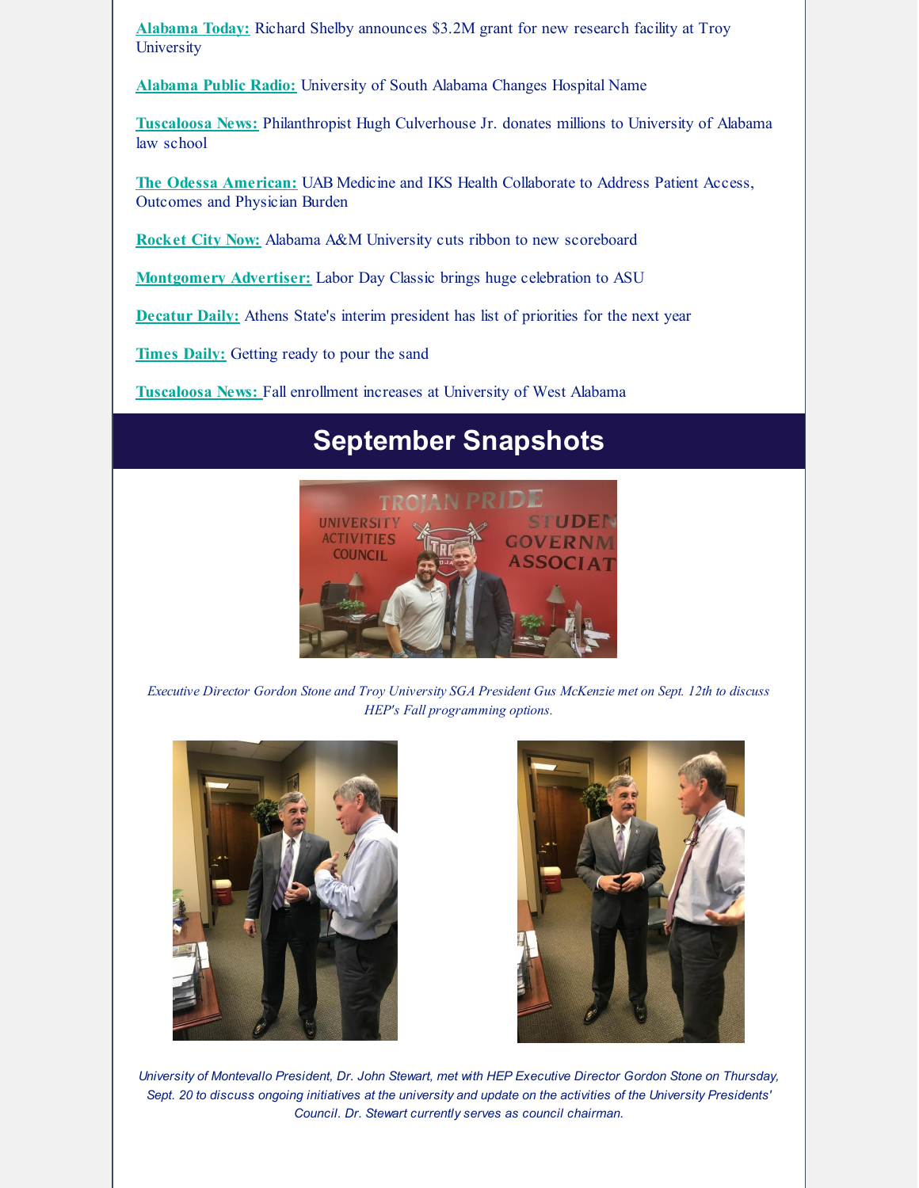**Alabama Today:** Richard Shelby announces $3.2M grant for new research facility at Troy University

**Alabama Public Radio:** University of South Alabama Changes Hospital Name

**Tuscaloosa News:** Philanthropist Hugh Culverhouse Jr. donates millions to University of Alabama law school

**The Odessa American:** UAB Medicine and IKS Health Collaborate to Address Patient Access, Outcomes and Physician Burden

**Rocket City Now:** Alabama A&M University cuts ribbon to new scoreboard

**Montgomery Advertiser:** Labor Day Classic brings huge celebration to ASU

**Decatur Daily:** Athens State's interim president has list of priorities for the next year

**Times Daily:** Getting ready to pour the sand

**Tuscaloosa News:** Fall enrollment increases at University of West Alabama

# September Snapshots

*Executive Director Gordon Stone and Troy University SGA President Gus McKenzie met on Sept. 12th to discuss HEP's Fall programming options.*

*University of Montevallo President, Dr. John Stewart, met with HEP Executive Director Gordon Stone on Thursday, Sept. 20 to discuss ongoing initiatives at the university and update on the activities of the University Presidents' Council. Dr. Stewart currently serves as council chairman.*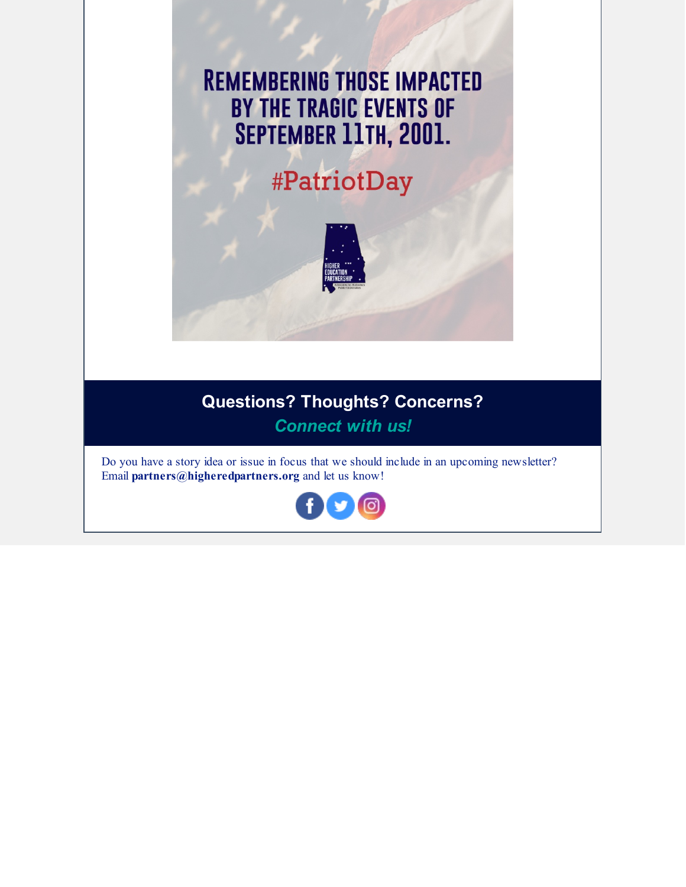REMEMBERING THOSE IMPACTED BY THE TRAGIC EVENTS OF SEPTEMBER 11TH, 2001.

#PatriotDay

HIGHER EDUCATION PARTNERSHIP

## Questions? Thoughts? Concerns?

***Connect with us!***

Do you have a story idea or issue in focus that we should include in an upcoming newsletter? Email **partners@higheredpartners.org** and let us know!